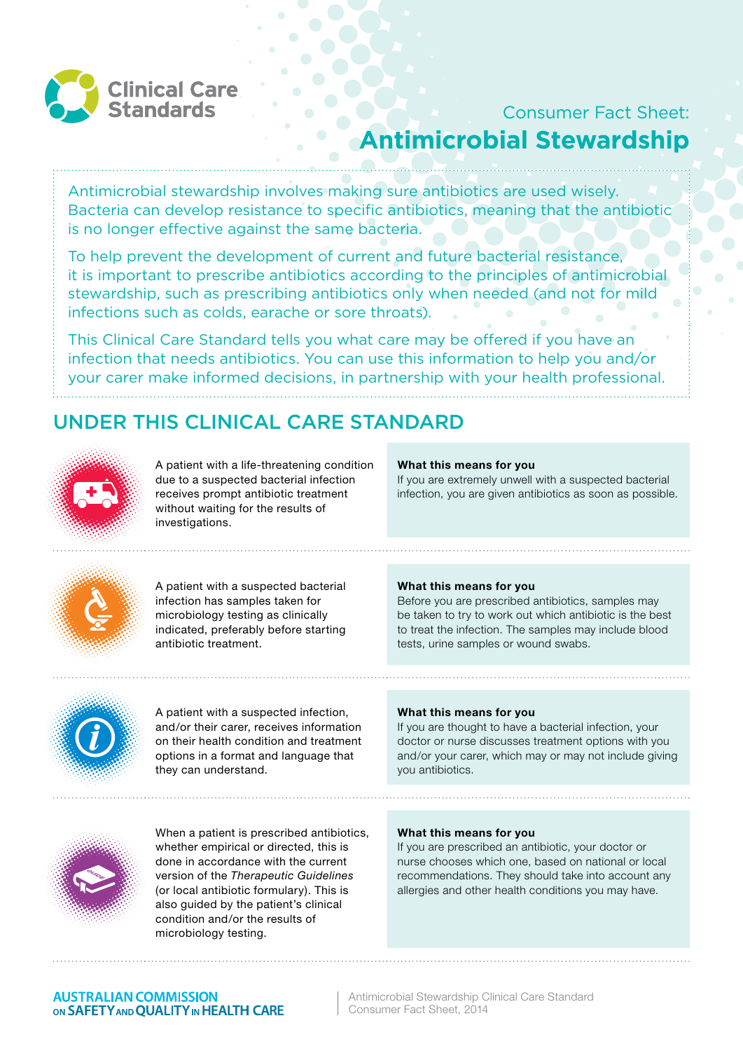Clinical Care Standards

Consumer Fact Sheet:

# Antimicrobial Stewardship

Antimicrobial stewardship involves making sure antibiotics are used wisely. Bacteria can develop resistance to specific antibiotics, meaning that the antibiotic is no longer effective against the same bacteria.

To help prevent the development of current and future bacterial resistance, it is important to prescribe antibiotics according to the principles of antimicrobial stewardship, such as prescribing antibiotics only when needed (and not for mild infections such as colds, earache or sore throats).

This Clinical Care Standard tells you what care may be offered if you have an infection that needs antibiotics. You can use this information to help you and/or your carer make informed decisions, in partnership with your health professional.

## UNDER THIS CLINICAL CARE STANDARD

A patient with a life-threatening condition due to a suspected bacterial infection receives prompt antibiotic treatment without waiting for the results of investigations.

**What this means for you**
If you are extremely unwell with a suspected bacterial infection, you are given antibiotics as soon as possible.

A patient with a suspected bacterial infection has samples taken for microbiology testing as clinically indicated, preferably before starting antibiotic treatment.

**What this means for you**
Before you are prescribed antibiotics, samples may be taken to try to work out which antibiotic is the best to treat the infection. The samples may include blood tests, urine samples or wound swabs.

A patient with a suspected infection, and/or their carer, receives information on their health condition and treatment options in a format and language that they can understand.

**What this means for you**
If you are thought to have a bacterial infection, your doctor or nurse discusses treatment options with you and/or your carer, which may or may not include giving you antibiotics.

When a patient is prescribed antibiotics, whether empirical or directed, this is done in accordance with the current version of the *Therapeutic Guidelines* (or local antibiotic formulary). This is also guided by the patient's clinical condition and/or the results of microbiology testing.

**What this means for you**
If you are prescribed an antibiotic, your doctor or nurse chooses which one, based on national or local recommendations. They should take into account any allergies and other health conditions you may have.

AUSTRALIAN COMMISSION ON SAFETY AND QUALITY IN HEALTH CARE

Antimicrobial Stewardship Clinical Care Standard
Consumer Fact Sheet, 2014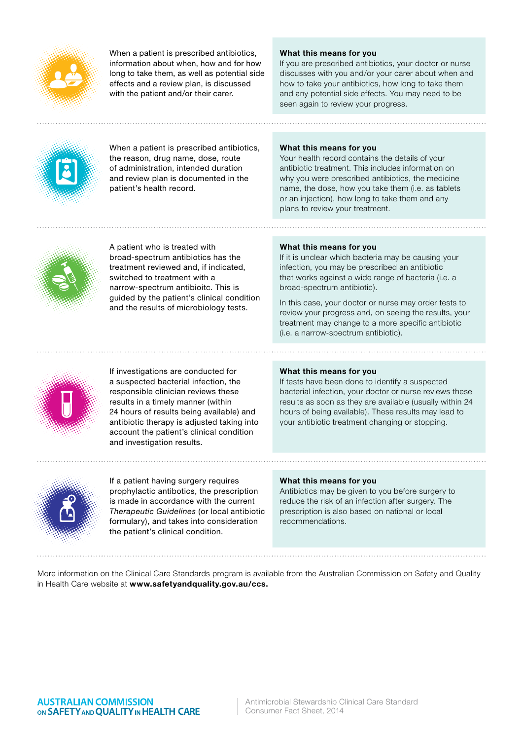When a patient is prescribed antibiotics, information about when, how and for how long to take them, as well as potential side effects and a review plan, is discussed with the patient and/or their carer.

**What this means for you**
If you are prescribed antibiotics, your doctor or nurse discusses with you and/or your carer about when and how to take your antibiotics, how long to take them and any potential side effects. You may need to be seen again to review your progress.

---

When a patient is prescribed antibiotics, the reason, drug name, dose, route of administration, intended duration and review plan is documented in the patient's health record.

**What this means for you**
Your health record contains the details of your antibiotic treatment. This includes information on why you were prescribed antibiotics, the medicine name, the dose, how you take them (i.e. as tablets or an injection), how long to take them and any plans to review your treatment.

---

A patient who is treated with broad-spectrum antibiotics has the treatment reviewed and, if indicated, switched to treatment with a narrow-spectrum antibioitc. This is guided by the patient's clinical condition and the results of microbiology tests.

**What this means for you**
If it is unclear which bacteria may be causing your infection, you may be prescribed an antibiotic that works against a wide range of bacteria (i.e. a broad-spectrum antibiotic).

In this case, your doctor or nurse may order tests to review your progress and, on seeing the results, your treatment may change to a more specific antibiotic (i.e. a narrow-spectrum antibiotic).

---

If investigations are conducted for a suspected bacterial infection, the responsible clinician reviews these results in a timely manner (within 24 hours of results being available) and antibiotic therapy is adjusted taking into account the patient's clinical condition and investigation results.

**What this means for you**
If tests have been done to identify a suspected bacterial infection, your doctor or nurse reviews these results as soon as they are available (usually within 24 hours of being available). These results may lead to your antibiotic treatment changing or stopping.

---

If a patient having surgery requires prophylactic antibiotics, the prescription is made in accordance with the current *Therapeutic Guidelines* (or local antibiotic formulary), and takes into consideration the patient's clinical condition.

**What this means for you**
Antibiotics may be given to you before surgery to reduce the risk of an infection after surgery. The prescription is also based on national or local recommendations.

---

More information on the Clinical Care Standards program is available from the Australian Commission on Safety and Quality in Health Care website at **www.safetyandquality.gov.au/ccs.**

AUSTRALIAN COMMISSION ON SAFETY AND QUALITY IN HEALTH CARE

Antimicrobial Stewardship Clinical Care Standard
Consumer Fact Sheet, 2014